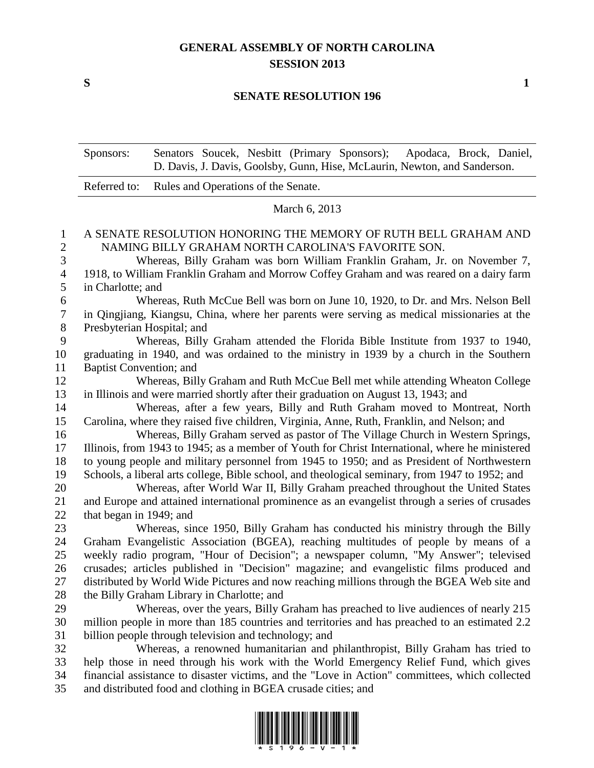# GENERAL ASSEMBLY OF NORTH CAROLINA
## SESSION 2013

**S** **1**

## SENATE RESOLUTION 196

| Sponsors: | Senators Soucek, Nesbitt (Primary Sponsors); Apodaca, Brock, Daniel, D. Davis, J. Davis, Goolsby, Gunn, Hise, McLaurin, Newton, and Sanderson. |
|---|---|
| Referred to: | Rules and Operations of the Senate. |

March 6, 2013

A SENATE RESOLUTION HONORING THE MEMORY OF RUTH BELL GRAHAM AND NAMING BILLY GRAHAM NORTH CAROLINA'S FAVORITE SON.

Whereas, Billy Graham was born William Franklin Graham, Jr. on November 7, 1918, to William Franklin Graham and Morrow Coffey Graham and was reared on a dairy farm in Charlotte; and

Whereas, Ruth McCue Bell was born on June 10, 1920, to Dr. and Mrs. Nelson Bell in Qingjiang, Kiangsu, China, where her parents were serving as medical missionaries at the Presbyterian Hospital; and

Whereas, Billy Graham attended the Florida Bible Institute from 1937 to 1940, graduating in 1940, and was ordained to the ministry in 1939 by a church in the Southern Baptist Convention; and

Whereas, Billy Graham and Ruth McCue Bell met while attending Wheaton College in Illinois and were married shortly after their graduation on August 13, 1943; and

Whereas, after a few years, Billy and Ruth Graham moved to Montreat, North Carolina, where they raised five children, Virginia, Anne, Ruth, Franklin, and Nelson; and

Whereas, Billy Graham served as pastor of The Village Church in Western Springs, Illinois, from 1943 to 1945; as a member of Youth for Christ International, where he ministered to young people and military personnel from 1945 to 1950; and as President of Northwestern Schools, a liberal arts college, Bible school, and theological seminary, from 1947 to 1952; and

Whereas, after World War II, Billy Graham preached throughout the United States and Europe and attained international prominence as an evangelist through a series of crusades that began in 1949; and

Whereas, since 1950, Billy Graham has conducted his ministry through the Billy Graham Evangelistic Association (BGEA), reaching multitudes of people by means of a weekly radio program, "Hour of Decision"; a newspaper column, "My Answer"; televised crusades; articles published in "Decision" magazine; and evangelistic films produced and distributed by World Wide Pictures and now reaching millions through the BGEA Web site and the Billy Graham Library in Charlotte; and

Whereas, over the years, Billy Graham has preached to live audiences of nearly 215 million people in more than 185 countries and territories and has preached to an estimated 2.2 billion people through television and technology; and

Whereas, a renowned humanitarian and philanthropist, Billy Graham has tried to help those in need through his work with the World Emergency Relief Fund, which gives financial assistance to disaster victims, and the "Love in Action" committees, which collected and distributed food and clothing in BGEA crusade cities; and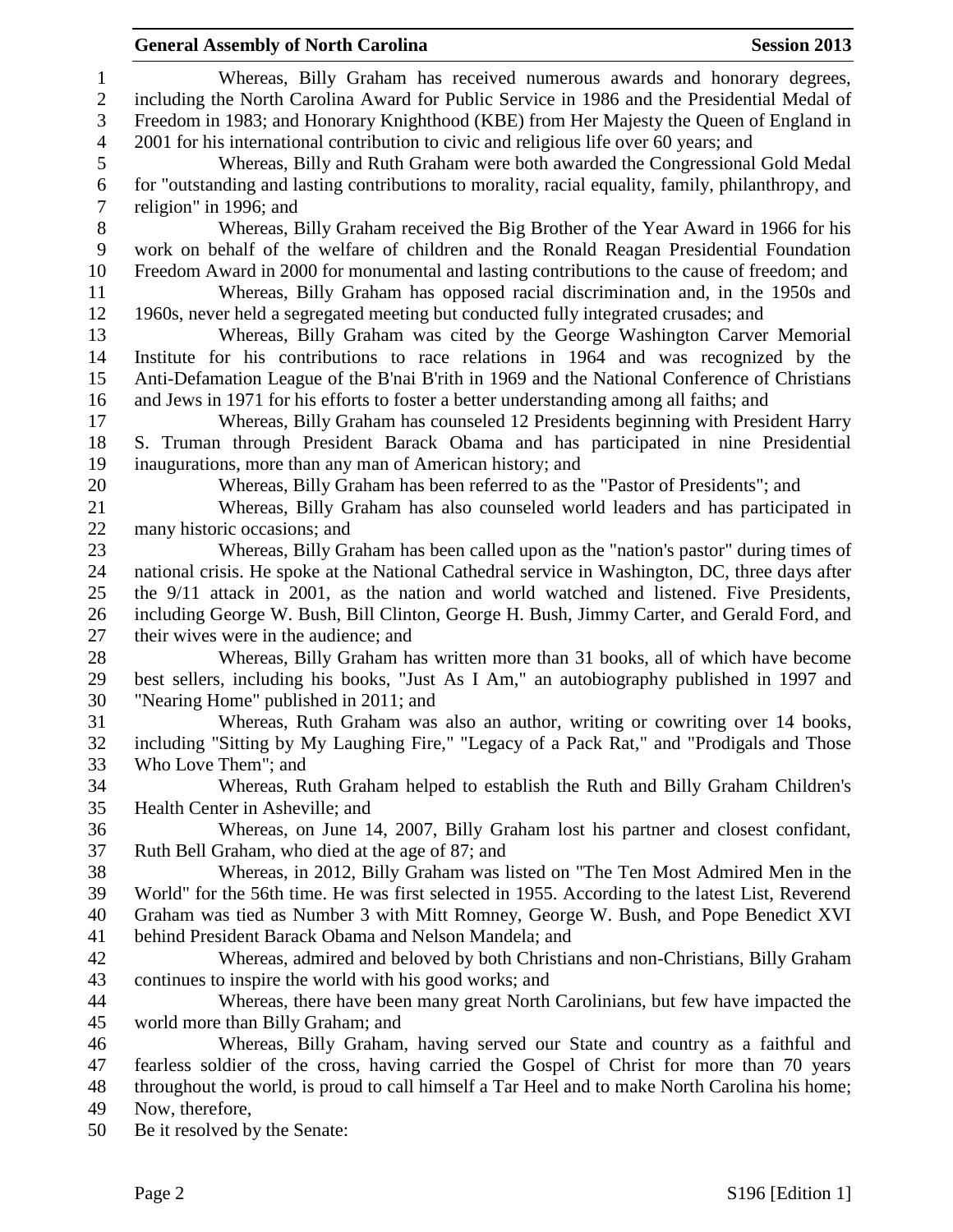Whereas, Billy Graham has received numerous awards and honorary degrees, including the North Carolina Award for Public Service in 1986 and the Presidential Medal of Freedom in 1983; and Honorary Knighthood (KBE) from Her Majesty the Queen of England in 2001 for his international contribution to civic and religious life over 60 years; and

Whereas, Billy and Ruth Graham were both awarded the Congressional Gold Medal for "outstanding and lasting contributions to morality, racial equality, family, philanthropy, and religion" in 1996; and

Whereas, Billy Graham received the Big Brother of the Year Award in 1966 for his work on behalf of the welfare of children and the Ronald Reagan Presidential Foundation Freedom Award in 2000 for monumental and lasting contributions to the cause of freedom; and

Whereas, Billy Graham has opposed racial discrimination and, in the 1950s and 1960s, never held a segregated meeting but conducted fully integrated crusades; and

Whereas, Billy Graham was cited by the George Washington Carver Memorial Institute for his contributions to race relations in 1964 and was recognized by the Anti-Defamation League of the B'nai B'rith in 1969 and the National Conference of Christians and Jews in 1971 for his efforts to foster a better understanding among all faiths; and

Whereas, Billy Graham has counseled 12 Presidents beginning with President Harry S. Truman through President Barack Obama and has participated in nine Presidential inaugurations, more than any man of American history; and

Whereas, Billy Graham has been referred to as the "Pastor of Presidents"; and

Whereas, Billy Graham has also counseled world leaders and has participated in many historic occasions; and

Whereas, Billy Graham has been called upon as the "nation's pastor" during times of national crisis. He spoke at the National Cathedral service in Washington, DC, three days after the 9/11 attack in 2001, as the nation and world watched and listened. Five Presidents, including George W. Bush, Bill Clinton, George H. Bush, Jimmy Carter, and Gerald Ford, and their wives were in the audience; and

Whereas, Billy Graham has written more than 31 books, all of which have become best sellers, including his books, "Just As I Am," an autobiography published in 1997 and "Nearing Home" published in 2011; and

Whereas, Ruth Graham was also an author, writing or cowriting over 14 books, including "Sitting by My Laughing Fire," "Legacy of a Pack Rat," and "Prodigals and Those Who Love Them"; and

Whereas, Ruth Graham helped to establish the Ruth and Billy Graham Children's Health Center in Asheville; and

Whereas, on June 14, 2007, Billy Graham lost his partner and closest confidant, Ruth Bell Graham, who died at the age of 87; and

Whereas, in 2012, Billy Graham was listed on "The Ten Most Admired Men in the World" for the 56th time. He was first selected in 1955. According to the latest List, Reverend Graham was tied as Number 3 with Mitt Romney, George W. Bush, and Pope Benedict XVI behind President Barack Obama and Nelson Mandela; and

Whereas, admired and beloved by both Christians and non-Christians, Billy Graham continues to inspire the world with his good works; and

Whereas, there have been many great North Carolinians, but few have impacted the world more than Billy Graham; and

Whereas, Billy Graham, having served our State and country as a faithful and fearless soldier of the cross, having carried the Gospel of Christ for more than 70 years throughout the world, is proud to call himself a Tar Heel and to make North Carolina his home; Now, therefore,

Be it resolved by the Senate: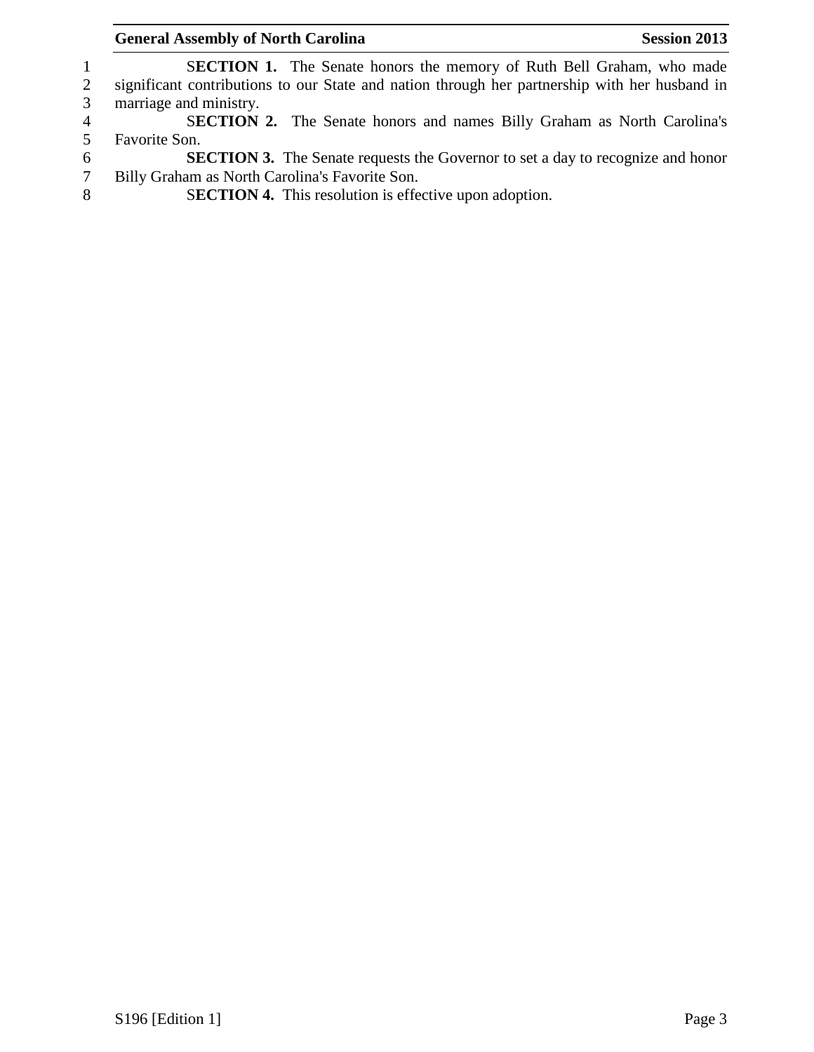**SECTION 1.** The Senate honors the memory of Ruth Bell Graham, who made significant contributions to our State and nation through her partnership with her husband in marriage and ministry.

**SECTION 2.** The Senate honors and names Billy Graham as North Carolina's Favorite Son.

**SECTION 3.** The Senate requests the Governor to set a day to recognize and honor Billy Graham as North Carolina's Favorite Son.

**SECTION 4.** This resolution is effective upon adoption.